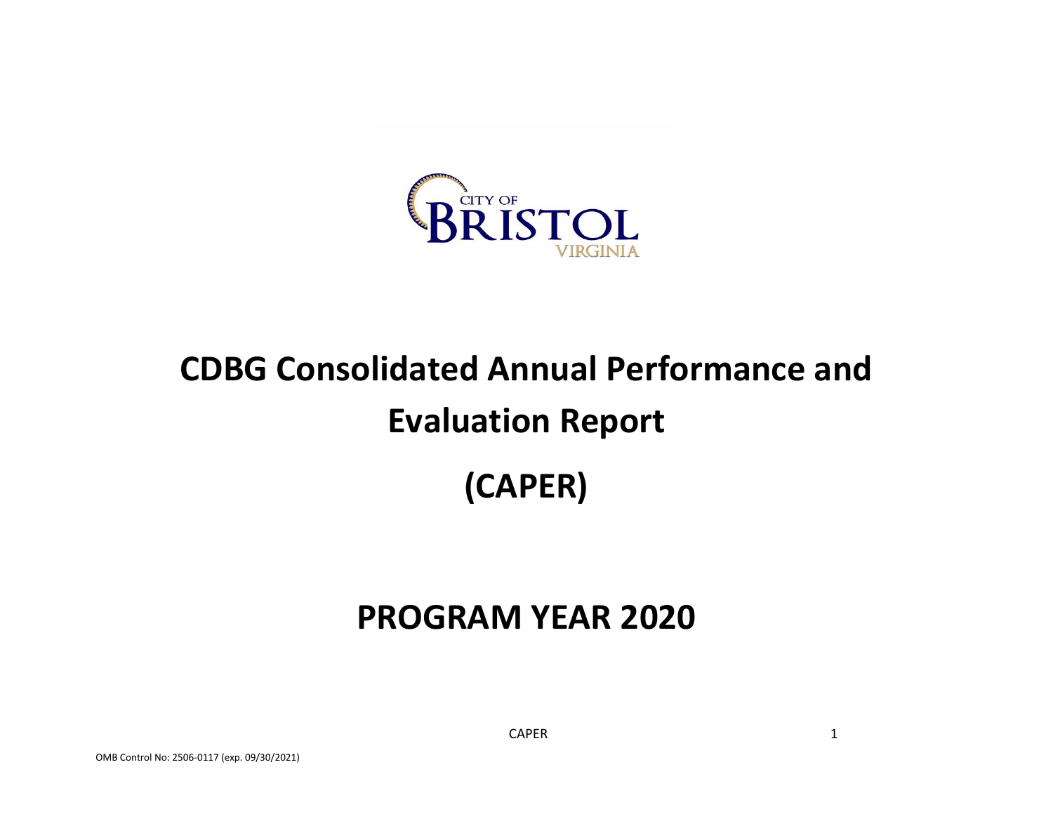# CDBG Consolidated Annual Performance and Evaluation Report

# (CAPER)

# PROGRAM YEAR 2020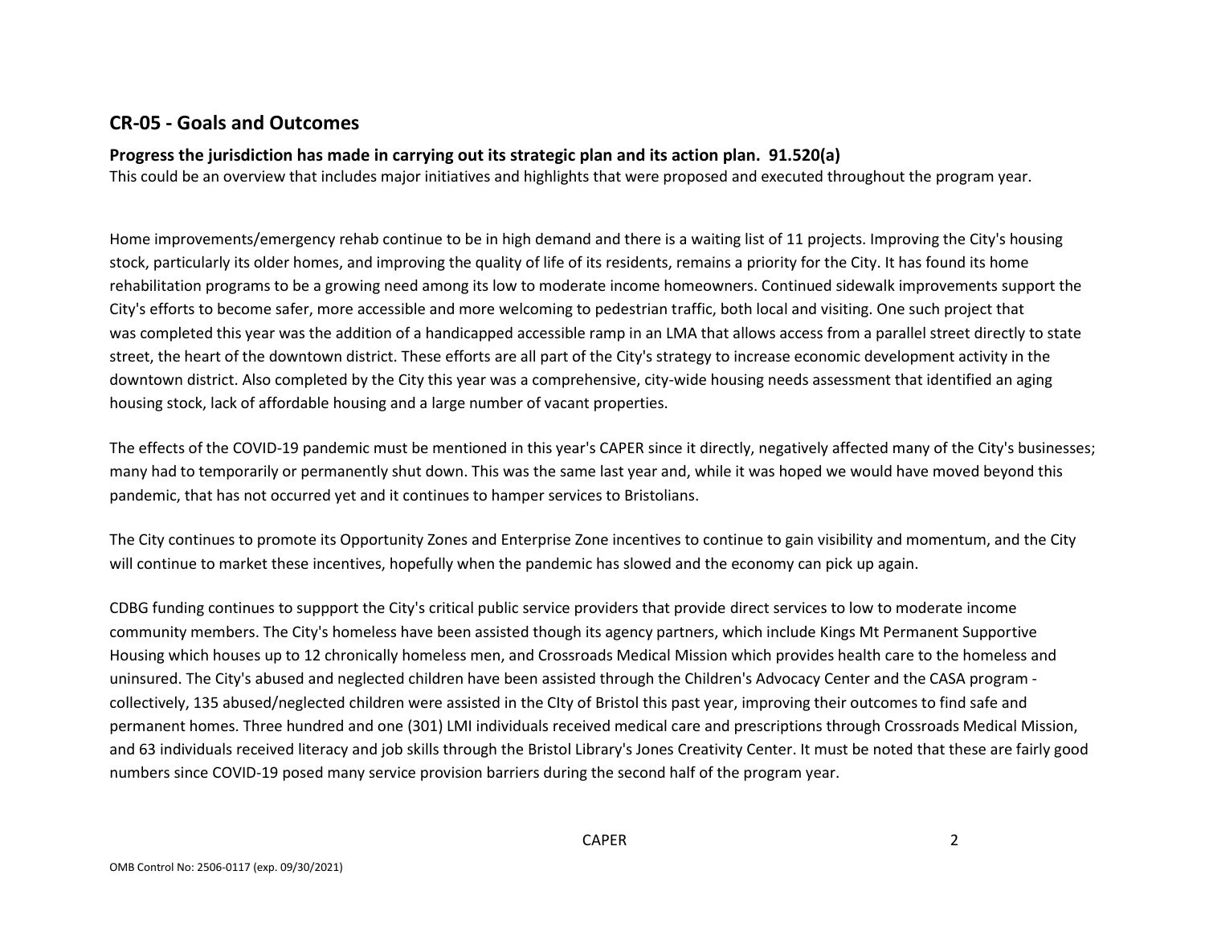## CR-05 - Goals and Outcomes

**Progress the jurisdiction has made in carrying out its strategic plan and its action plan. 91.520(a)**

This could be an overview that includes major initiatives and highlights that were proposed and executed throughout the program year.

Home improvements/emergency rehab continue to be in high demand and there is a waiting list of 11 projects. Improving the City's housing stock, particularly its older homes, and improving the quality of life of its residents, remains a priority for the City. It has found its home rehabilitation programs to be a growing need among its low to moderate income homeowners. Continued sidewalk improvements support the City's efforts to become safer, more accessible and more welcoming to pedestrian traffic, both local and visiting. One such project that was completed this year was the addition of a handicapped accessible ramp in an LMA that allows access from a parallel street directly to state street, the heart of the downtown district. These efforts are all part of the City's strategy to increase economic development activity in the downtown district. Also completed by the City this year was a comprehensive, city-wide housing needs assessment that identified an aging housing stock, lack of affordable housing and a large number of vacant properties.

The effects of the COVID-19 pandemic must be mentioned in this year's CAPER since it directly, negatively affected many of the City's businesses; many had to temporarily or permanently shut down. This was the same last year and, while it was hoped we would have moved beyond this pandemic, that has not occurred yet and it continues to hamper services to Bristolians.

The City continues to promote its Opportunity Zones and Enterprise Zone incentives to continue to gain visibility and momentum, and the City will continue to market these incentives, hopefully when the pandemic has slowed and the economy can pick up again.

CDBG funding continues to suppport the City's critical public service providers that provide direct services to low to moderate income community members. The City's homeless have been assisted though its agency partners, which include Kings Mt Permanent Supportive Housing which houses up to 12 chronically homeless men, and Crossroads Medical Mission which provides health care to the homeless and uninsured. The City's abused and neglected children have been assisted through the Children's Advocacy Center and the CASA program - collectively, 135 abused/neglected children were assisted in the CIty of Bristol this past year, improving their outcomes to find safe and permanent homes. Three hundred and one (301) LMI individuals received medical care and prescriptions through Crossroads Medical Mission, and 63 individuals received literacy and job skills through the Bristol Library's Jones Creativity Center. It must be noted that these are fairly good numbers since COVID-19 posed many service provision barriers during the second half of the program year.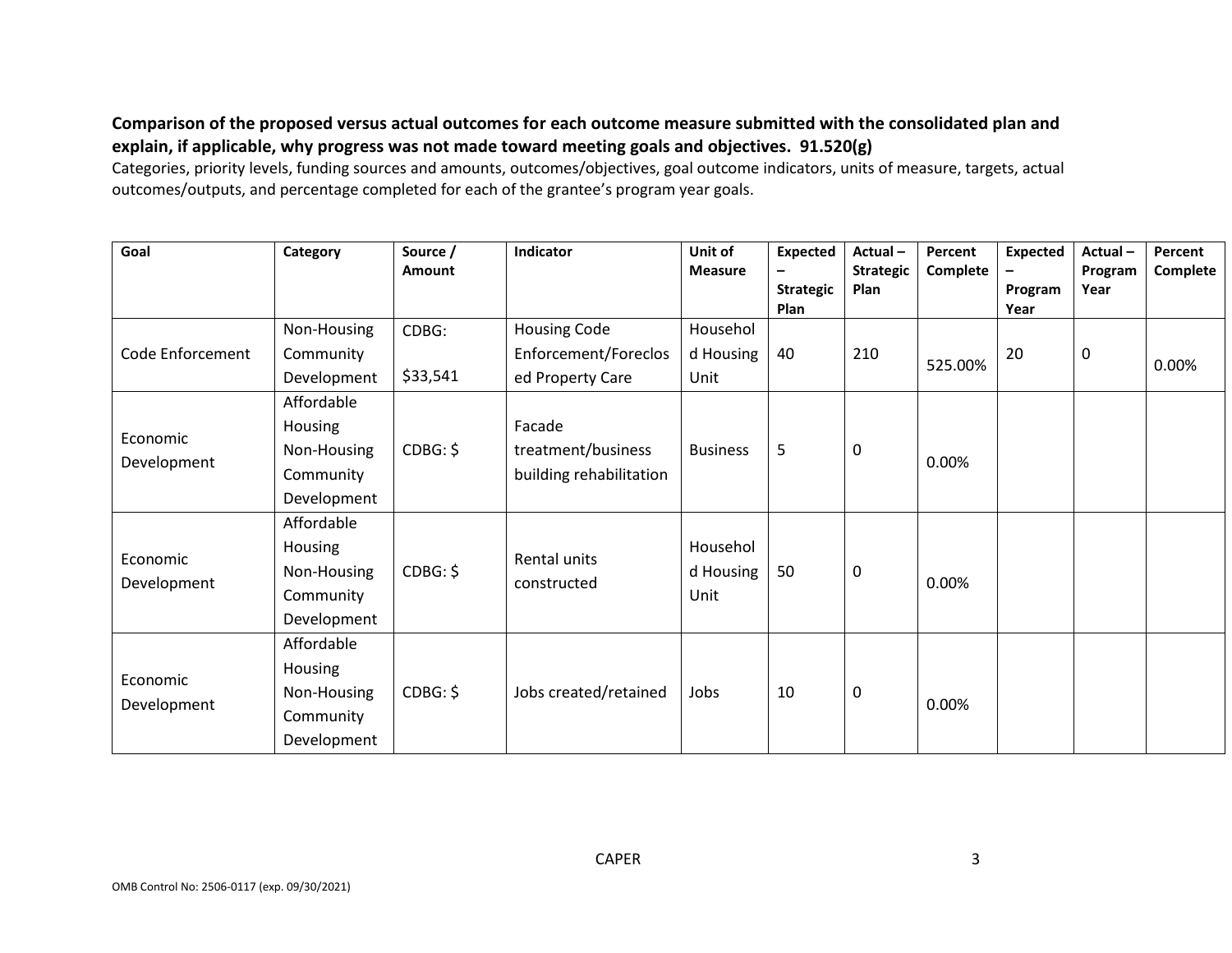**Comparison of the proposed versus actual outcomes for each outcome measure submitted with the consolidated plan and explain, if applicable, why progress was not made toward meeting goals and objectives. 91.520(g)**

Categories, priority levels, funding sources and amounts, outcomes/objectives, goal outcome indicators, units of measure, targets, actual outcomes/outputs, and percentage completed for each of the grantee's program year goals.

| Goal | Category | Source / Amount | Indicator | Unit of Measure | Expected – Strategic Plan | Actual – Strategic Plan | Percent Complete | Expected – Program Year | Actual – Program Year | Percent Complete |
|---|---|---|---|---|---|---|---|---|---|---|
| Code Enforcement | Non-Housing Community Development | CDBG: $33,541 | Housing Code Enforcement/Foreclosed Property Care | Household Housing Unit | 40 | 210 | 525.00% | 20 | 0 | 0.00% |
| Economic Development | Affordable Housing Non-Housing Community Development | CDBG: $ | Facade treatment/business building rehabilitation | Business | 5 | 0 | 0.00% | | | |
| Economic Development | Affordable Housing Non-Housing Community Development | CDBG: $ | Rental units constructed | Household Housing Unit | 50 | 0 | 0.00% | | | |
| Economic Development | Affordable Housing Non-Housing Community Development | CDBG: $ | Jobs created/retained | Jobs | 10 | 0 | 0.00% | | | |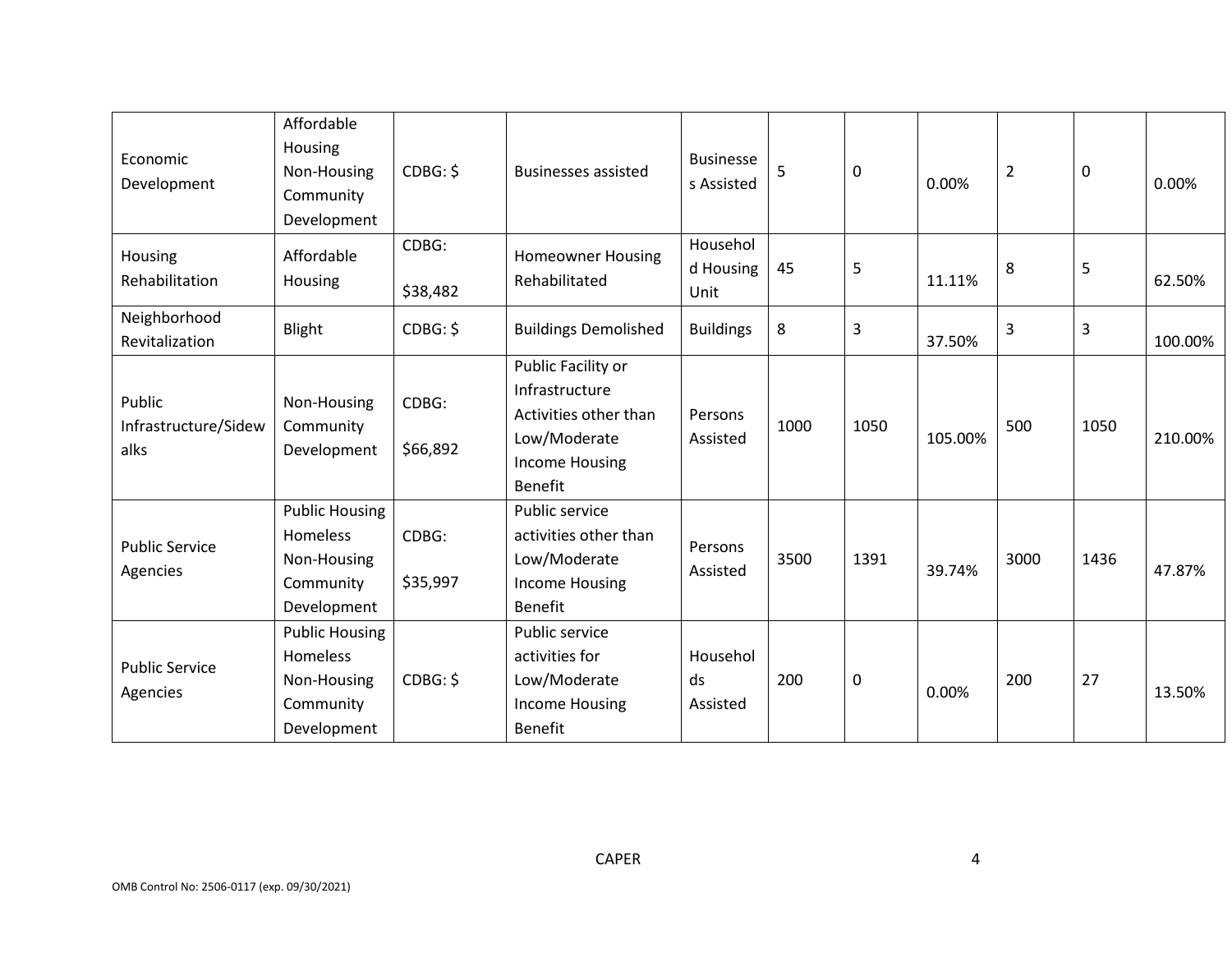| Economic Development | Affordable Housing Non-Housing Community Development | CDBG: $ | Businesses assisted | Businesses Assisted | 5 | 0 | 0.00% | 2 | 0 | 0.00% |
|---|---|---|---|---|---|---|---|---|---|---|
| Housing Rehabilitation | Affordable Housing | CDBG: $38,482 | Homeowner Housing Rehabilitated | Household Housing Unit | 45 | 5 | 11.11% | 8 | 5 | 62.50% |
| Neighborhood Revitalization | Blight | CDBG: $ | Buildings Demolished | Buildings | 8 | 3 | 37.50% | 3 | 3 | 100.00% |
| Public Infrastructure/Sidewalks | Non-Housing Community Development | CDBG: $66,892 | Public Facility or Infrastructure Activities other than Low/Moderate Income Housing Benefit | Persons Assisted | 1000 | 1050 | 105.00% | 500 | 1050 | 210.00% |
| Public Service Agencies | Public Housing Homeless Non-Housing Community Development | CDBG: $35,997 | Public service activities other than Low/Moderate Income Housing Benefit | Persons Assisted | 3500 | 1391 | 39.74% | 3000 | 1436 | 47.87% |
| Public Service Agencies | Public Housing Homeless Non-Housing Community Development | CDBG: $ | Public service activities for Low/Moderate Income Housing Benefit | Households Assisted | 200 | 0 | 0.00% | 200 | 27 | 13.50% |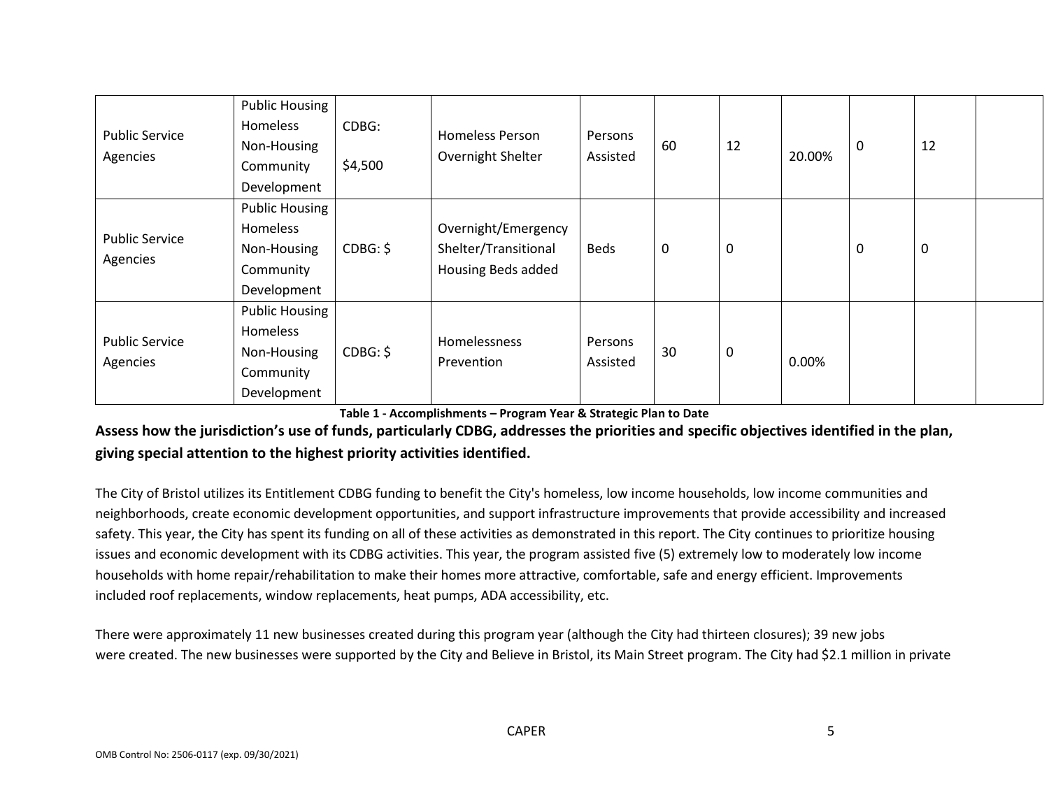| Public Service Agencies | Public Housing Homeless Non-Housing Community Development | CDBG: $4,500 | Homeless Person Overnight Shelter | Persons Assisted | 60 | 12 | 20.00% | 0 | 12 | |
|---|---|---|---|---|---|---|---|---|---|---|
| Public Service Agencies | Public Housing Homeless Non-Housing Community Development | CDBG: $ | Overnight/Emergency Shelter/Transitional Housing Beds added | Beds | 0 | 0 | | 0 | 0 | |
| Public Service Agencies | Public Housing Homeless Non-Housing Community Development | CDBG: $ | Homelessness Prevention | Persons Assisted | 30 | 0 | 0.00% | | | |

**Table 1 - Accomplishments – Program Year & Strategic Plan to Date**

**Assess how the jurisdiction's use of funds, particularly CDBG, addresses the priorities and specific objectives identified in the plan, giving special attention to the highest priority activities identified.**

The City of Bristol utilizes its Entitlement CDBG funding to benefit the City's homeless, low income households, low income communities and neighborhoods, create economic development opportunities, and support infrastructure improvements that provide accessibility and increased safety. This year, the City has spent its funding on all of these activities as demonstrated in this report. The City continues to prioritize housing issues and economic development with its CDBG activities. This year, the program assisted five (5) extremely low to moderately low income households with home repair/rehabilitation to make their homes more attractive, comfortable, safe and energy efficient. Improvements included roof replacements, window replacements, heat pumps, ADA accessibility, etc.

There were approximately 11 new businesses created during this program year (although the City had thirteen closures); 39 new jobs were created. The new businesses were supported by the City and Believe in Bristol, its Main Street program. The City had $2.1 million in private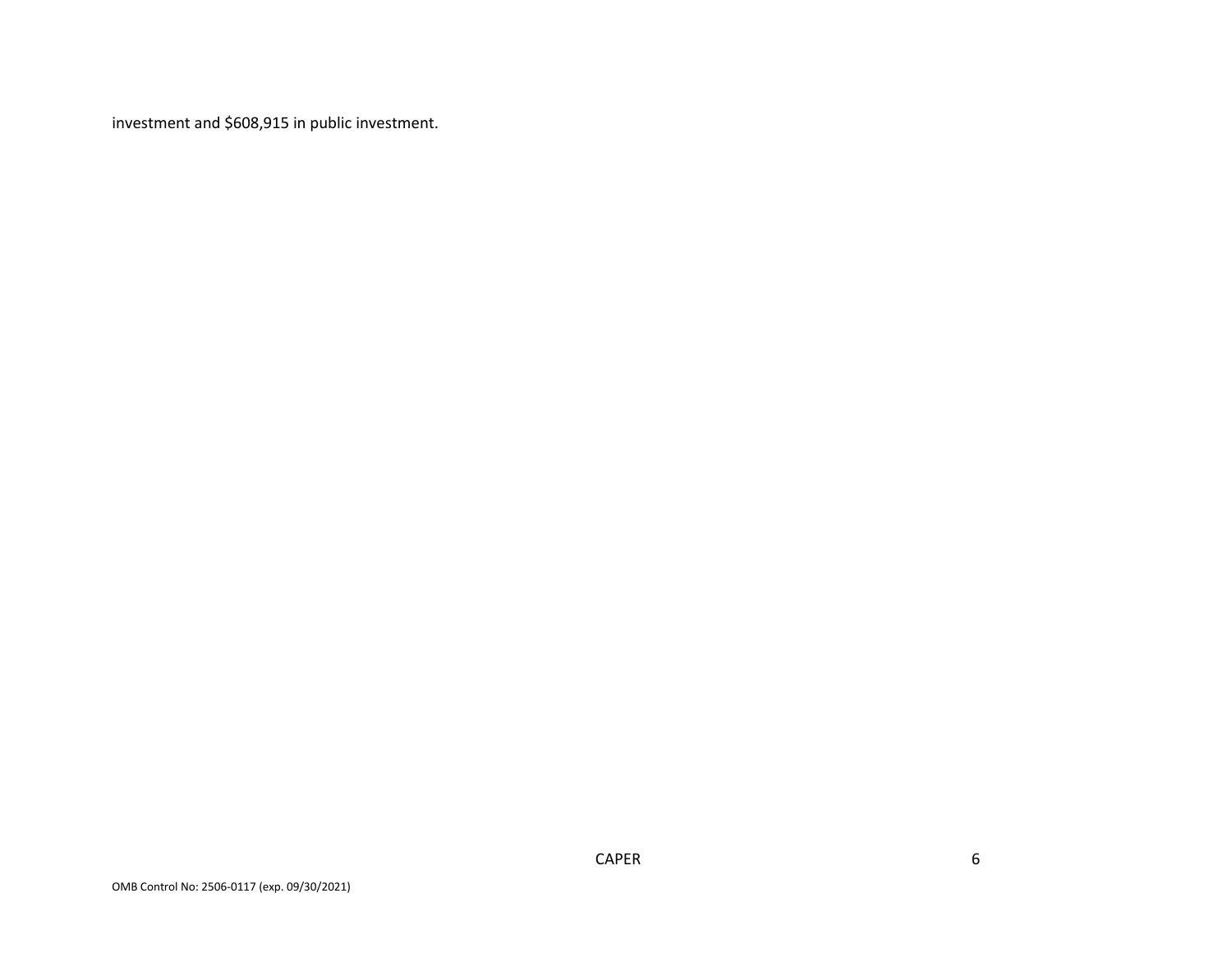investment and $608,915 in public investment.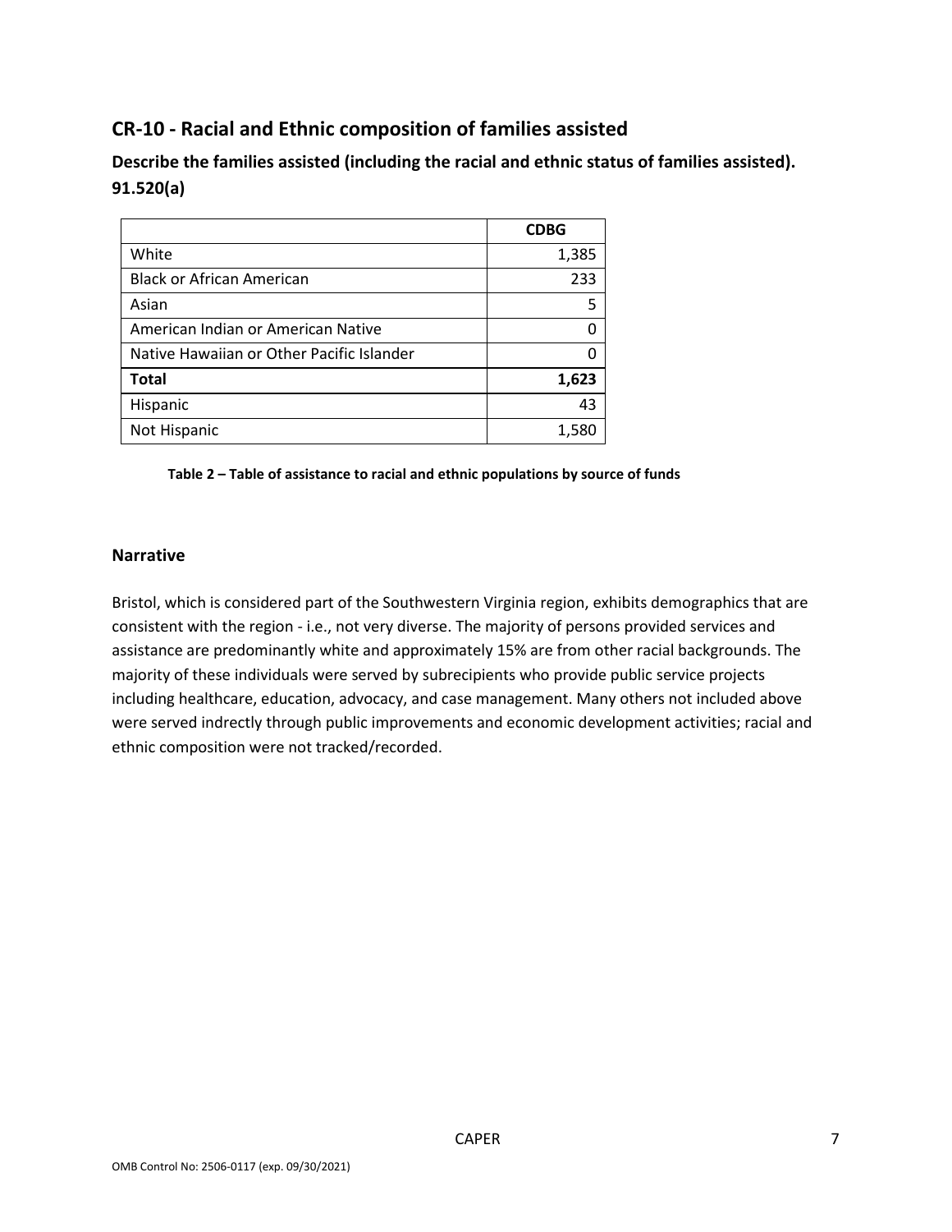## CR-10 - Racial and Ethnic composition of families assisted

### Describe the families assisted (including the racial and ethnic status of families assisted). 91.520(a)

| | **CDBG** |
|---|---|
| White | 1,385 |
| Black or African American | 233 |
| Asian | 5 |
| American Indian or American Native | 0 |
| Native Hawaiian or Other Pacific Islander | 0 |
| **Total** | **1,623** |
| Hispanic | 43 |
| Not Hispanic | 1,580 |

**Table 2 – Table of assistance to racial and ethnic populations by source of funds**

### Narrative

Bristol, which is considered part of the Southwestern Virginia region, exhibits demographics that are consistent with the region - i.e., not very diverse. The majority of persons provided services and assistance are predominantly white and approximately 15% are from other racial backgrounds. The majority of these individuals were served by subrecipients who provide public service projects including healthcare, education, advocacy, and case management. Many others not included above were served indrectly through public improvements and economic development activities; racial and ethnic composition were not tracked/recorded.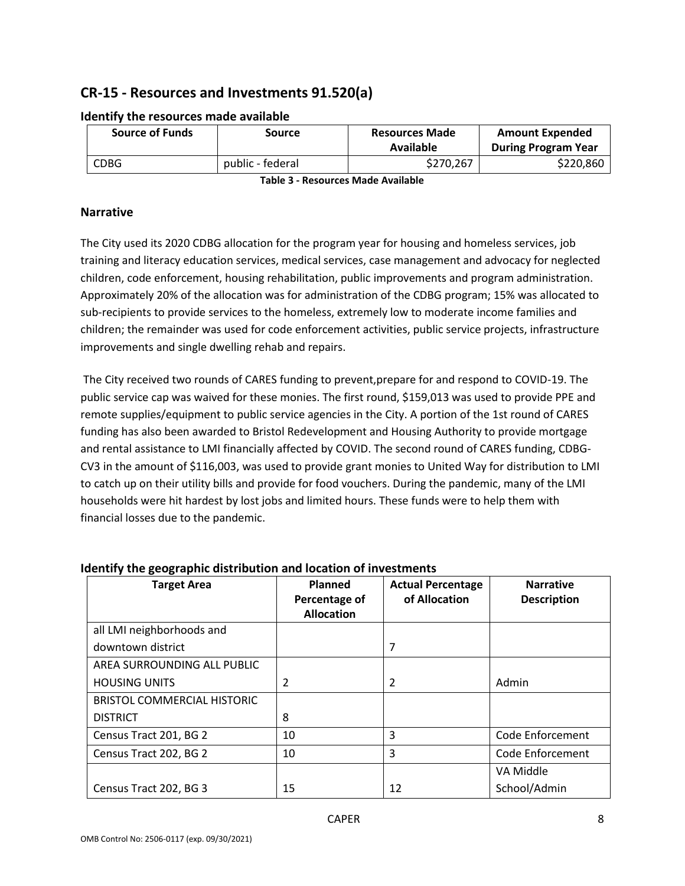## CR-15 - Resources and Investments 91.520(a)

### Identify the resources made available

| Source of Funds | Source | Resources Made Available | Amount Expended During Program Year |
|---|---|---|---|
| CDBG | public - federal | $270,267 | $220,860 |

**Table 3 - Resources Made Available**

### Narrative

The City used its 2020 CDBG allocation for the program year for housing and homeless services, job training and literacy education services, medical services, case management and advocacy for neglected children, code enforcement, housing rehabilitation, public improvements and program administration. Approximately 20% of the allocation was for administration of the CDBG program; 15% was allocated to sub-recipients to provide services to the homeless, extremely low to moderate income families and children; the remainder was used for code enforcement activities, public service projects, infrastructure improvements and single dwelling rehab and repairs.

The City received two rounds of CARES funding to prevent,prepare for and respond to COVID-19. The public service cap was waived for these monies. The first round, $159,013 was used to provide PPE and remote supplies/equipment to public service agencies in the City. A portion of the 1st round of CARES funding has also been awarded to Bristol Redevelopment and Housing Authority to provide mortgage and rental assistance to LMI financially affected by COVID. The second round of CARES funding, CDBG-CV3 in the amount of $116,003, was used to provide grant monies to United Way for distribution to LMI to catch up on their utility bills and provide for food vouchers. During the pandemic, many of the LMI households were hit hardest by lost jobs and limited hours. These funds were to help them with financial losses due to the pandemic.

### Identify the geographic distribution and location of investments

| Target Area | Planned Percentage of Allocation | Actual Percentage of Allocation | Narrative Description |
|---|---|---|---|
| all LMI neighborhoods and downtown district | | 7 | |
| AREA SURROUNDING ALL PUBLIC HOUSING UNITS | 2 | 2 | Admin |
| BRISTOL COMMERCIAL HISTORIC DISTRICT | 8 | | |
| Census Tract 201, BG 2 | 10 | 3 | Code Enforcement |
| Census Tract 202, BG 2 | 10 | 3 | Code Enforcement |
| Census Tract 202, BG 3 | 15 | 12 | VA Middle School/Admin |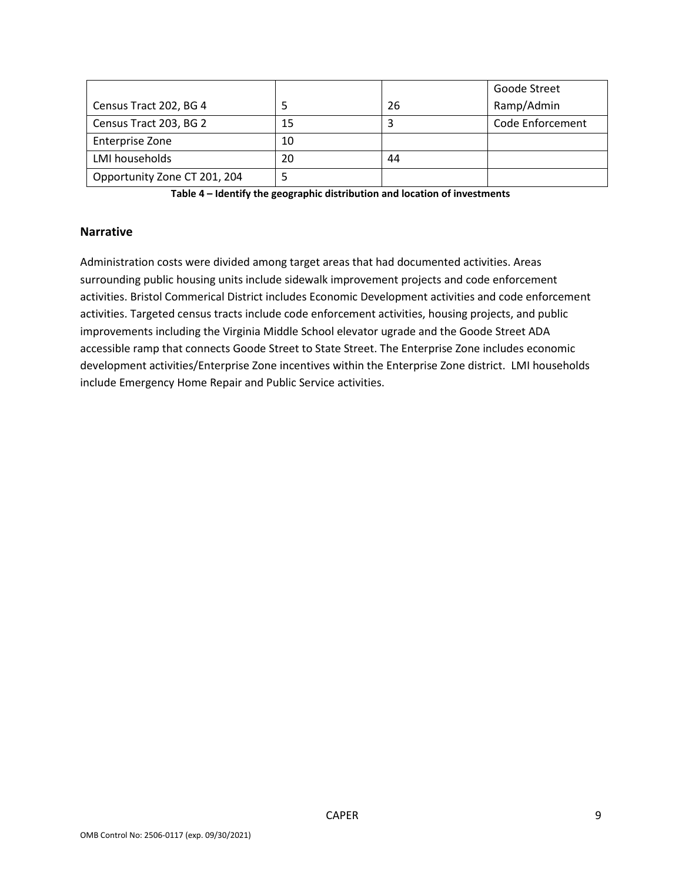| | | | |
|---|---|---|---|
| Census Tract 202, BG 4 | 5 | 26 | Goode Street Ramp/Admin |
| Census Tract 203, BG 2 | 15 | 3 | Code Enforcement |
| Enterprise Zone | 10 | | |
| LMI households | 20 | 44 | |
| Opportunity Zone CT 201, 204 | 5 | | |

**Table 4 – Identify the geographic distribution and location of investments**

## Narrative

Administration costs were divided among target areas that had documented activities. Areas surrounding public housing units include sidewalk improvement projects and code enforcement activities. Bristol Commerical District includes Economic Development activities and code enforcement activities. Targeted census tracts include code enforcement activities, housing projects, and public improvements including the Virginia Middle School elevator ugrade and the Goode Street ADA accessible ramp that connects Goode Street to State Street. The Enterprise Zone includes economic development activities/Enterprise Zone incentives within the Enterprise Zone district. LMI households include Emergency Home Repair and Public Service activities.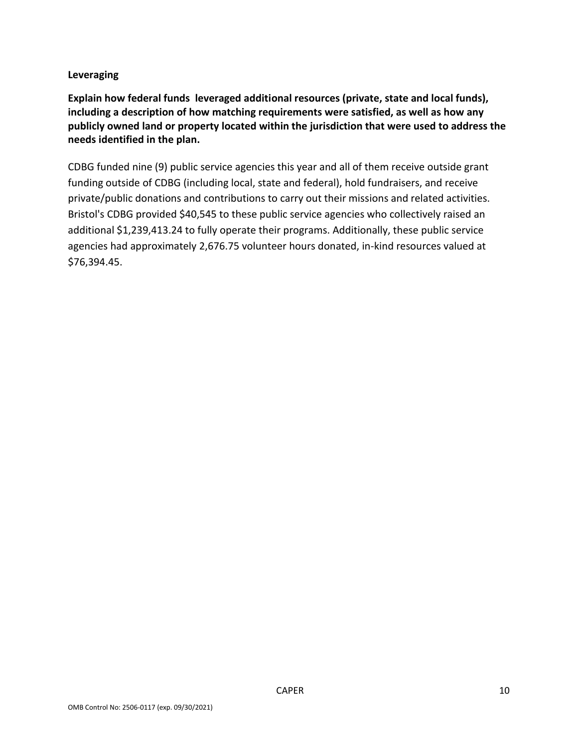**Leveraging**

**Explain how federal funds leveraged additional resources (private, state and local funds), including a description of how matching requirements were satisfied, as well as how any publicly owned land or property located within the jurisdiction that were used to address the needs identified in the plan.**

CDBG funded nine (9) public service agencies this year and all of them receive outside grant funding outside of CDBG (including local, state and federal), hold fundraisers, and receive private/public donations and contributions to carry out their missions and related activities. Bristol's CDBG provided $40,545 to these public service agencies who collectively raised an additional $1,239,413.24 to fully operate their programs. Additionally, these public service agencies had approximately 2,676.75 volunteer hours donated, in-kind resources valued at $76,394.45.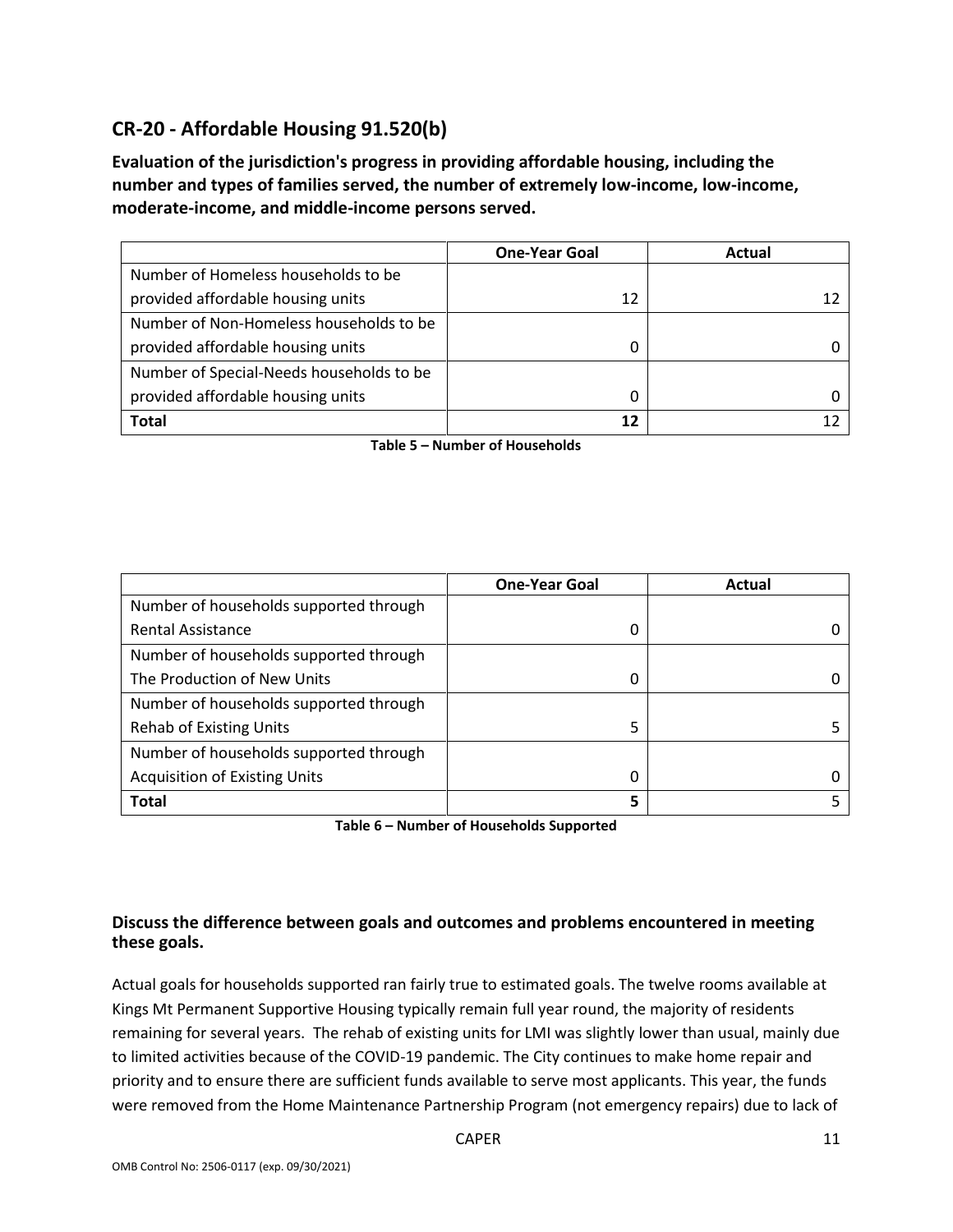## CR-20 - Affordable Housing 91.520(b)

**Evaluation of the jurisdiction's progress in providing affordable housing, including the number and types of families served, the number of extremely low-income, low-income, moderate-income, and middle-income persons served.**

| | One-Year Goal | Actual |
|---|---|---|
| Number of Homeless households to be provided affordable housing units | 12 | 12 |
| Number of Non-Homeless households to be provided affordable housing units | 0 | 0 |
| Number of Special-Needs households to be provided affordable housing units | 0 | 0 |
| **Total** | **12** | 12 |

**Table 5 – Number of Households**

| | One-Year Goal | Actual |
|---|---|---|
| Number of households supported through Rental Assistance | 0 | 0 |
| Number of households supported through The Production of New Units | 0 | 0 |
| Number of households supported through Rehab of Existing Units | 5 | 5 |
| Number of households supported through Acquisition of Existing Units | 0 | 0 |
| **Total** | **5** | 5 |

**Table 6 – Number of Households Supported**

### Discuss the difference between goals and outcomes and problems encountered in meeting these goals.

Actual goals for households supported ran fairly true to estimated goals. The twelve rooms available at Kings Mt Permanent Supportive Housing typically remain full year round, the majority of residents remaining for several years. The rehab of existing units for LMI was slightly lower than usual, mainly due to limited activities because of the COVID-19 pandemic. The City continues to make home repair and priority and to ensure there are sufficient funds available to serve most applicants. This year, the funds were removed from the Home Maintenance Partnership Program (not emergency repairs) due to lack of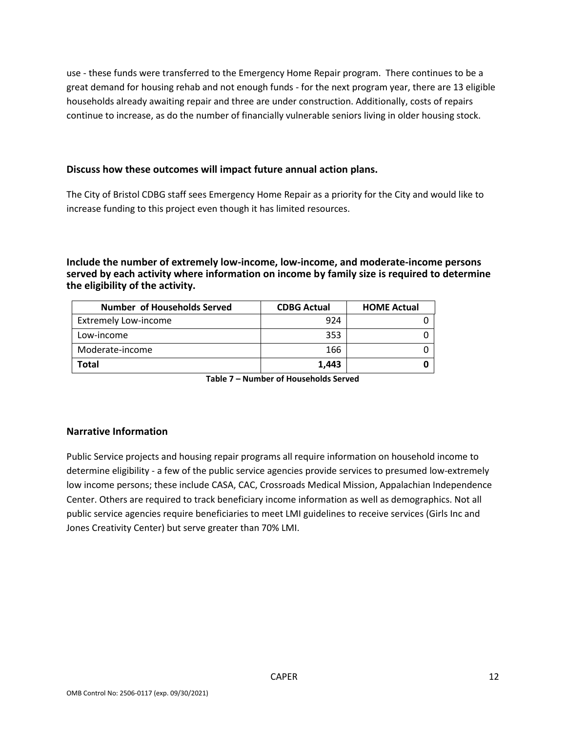use - these funds were transferred to the Emergency Home Repair program. There continues to be a great demand for housing rehab and not enough funds - for the next program year, there are 13 eligible households already awaiting repair and three are under construction. Additionally, costs of repairs continue to increase, as do the number of financially vulnerable seniors living in older housing stock.

### Discuss how these outcomes will impact future annual action plans.

The City of Bristol CDBG staff sees Emergency Home Repair as a priority for the City and would like to increase funding to this project even though it has limited resources.

### Include the number of extremely low-income, low-income, and moderate-income persons served by each activity where information on income by family size is required to determine the eligibility of the activity.

| Number of Households Served | CDBG Actual | HOME Actual |
|---|---|---|
| Extremely Low-income | 924 | 0 |
| Low-income | 353 | 0 |
| Moderate-income | 166 | 0 |
| **Total** | **1,443** | **0** |

**Table 7 – Number of Households Served**

## Narrative Information

Public Service projects and housing repair programs all require information on household income to determine eligibility - a few of the public service agencies provide services to presumed low-extremely low income persons; these include CASA, CAC, Crossroads Medical Mission, Appalachian Independence Center. Others are required to track beneficiary income information as well as demographics. Not all public service agencies require beneficiaries to meet LMI guidelines to receive services (Girls Inc and Jones Creativity Center) but serve greater than 70% LMI.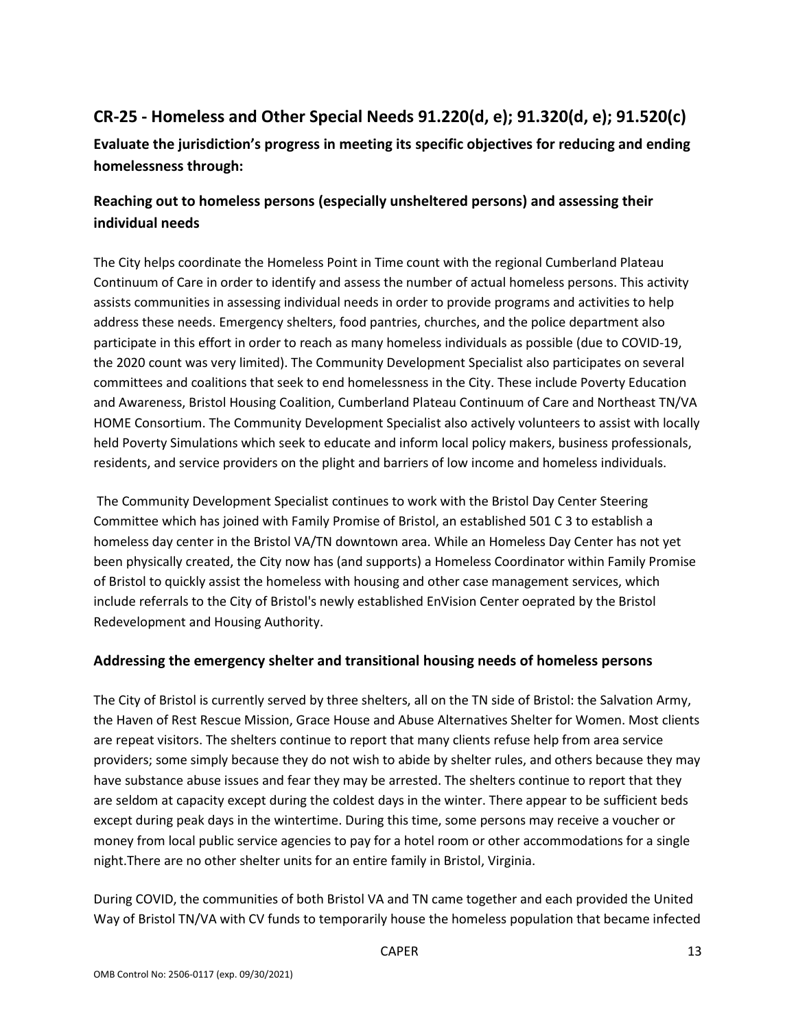## CR-25 - Homeless and Other Special Needs 91.220(d, e); 91.320(d, e); 91.520(c)

**Evaluate the jurisdiction's progress in meeting its specific objectives for reducing and ending homelessness through:**

### Reaching out to homeless persons (especially unsheltered persons) and assessing their individual needs

The City helps coordinate the Homeless Point in Time count with the regional Cumberland Plateau Continuum of Care in order to identify and assess the number of actual homeless persons. This activity assists communities in assessing individual needs in order to provide programs and activities to help address these needs. Emergency shelters, food pantries, churches, and the police department also participate in this effort in order to reach as many homeless individuals as possible (due to COVID-19, the 2020 count was very limited). The Community Development Specialist also participates on several committees and coalitions that seek to end homelessness in the City. These include Poverty Education and Awareness, Bristol Housing Coalition, Cumberland Plateau Continuum of Care and Northeast TN/VA HOME Consortium. The Community Development Specialist also actively volunteers to assist with locally held Poverty Simulations which seek to educate and inform local policy makers, business professionals, residents, and service providers on the plight and barriers of low income and homeless individuals.

The Community Development Specialist continues to work with the Bristol Day Center Steering Committee which has joined with Family Promise of Bristol, an established 501 C 3 to establish a homeless day center in the Bristol VA/TN downtown area. While an Homeless Day Center has not yet been physically created, the City now has (and supports) a Homeless Coordinator within Family Promise of Bristol to quickly assist the homeless with housing and other case management services, which include referrals to the City of Bristol's newly established EnVision Center oeprated by the Bristol Redevelopment and Housing Authority.

### Addressing the emergency shelter and transitional housing needs of homeless persons

The City of Bristol is currently served by three shelters, all on the TN side of Bristol: the Salvation Army, the Haven of Rest Rescue Mission, Grace House and Abuse Alternatives Shelter for Women. Most clients are repeat visitors. The shelters continue to report that many clients refuse help from area service providers; some simply because they do not wish to abide by shelter rules, and others because they may have substance abuse issues and fear they may be arrested. The shelters continue to report that they are seldom at capacity except during the coldest days in the winter. There appear to be sufficient beds except during peak days in the wintertime. During this time, some persons may receive a voucher or money from local public service agencies to pay for a hotel room or other accommodations for a single night.There are no other shelter units for an entire family in Bristol, Virginia.

During COVID, the communities of both Bristol VA and TN came together and each provided the United Way of Bristol TN/VA with CV funds to temporarily house the homeless population that became infected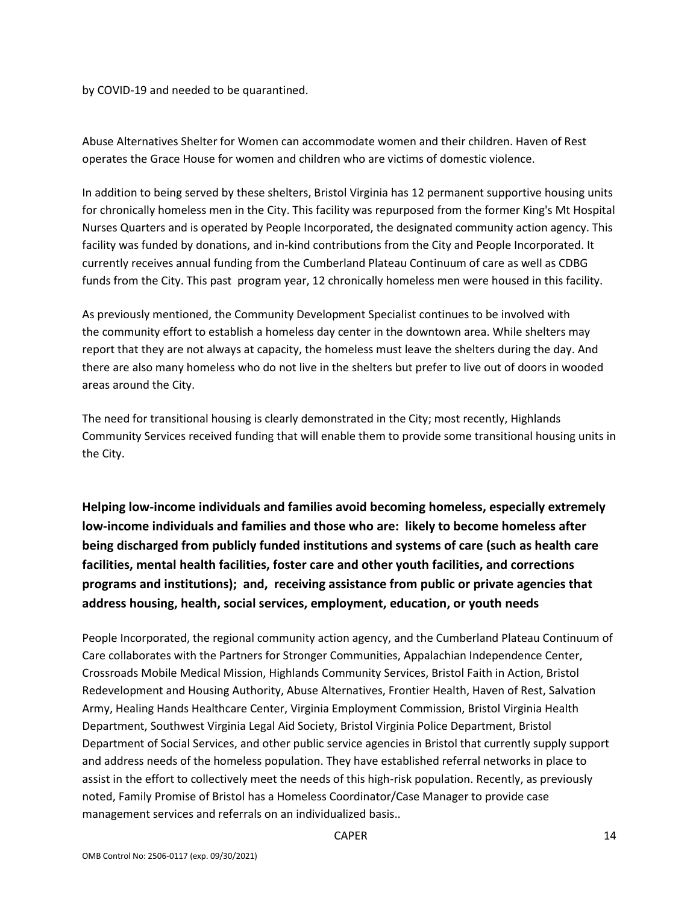by COVID-19 and needed to be quarantined.

Abuse Alternatives Shelter for Women can accommodate women and their children. Haven of Rest operates the Grace House for women and children who are victims of domestic violence.

In addition to being served by these shelters, Bristol Virginia has 12 permanent supportive housing units for chronically homeless men in the City. This facility was repurposed from the former King's Mt Hospital Nurses Quarters and is operated by People Incorporated, the designated community action agency. This facility was funded by donations, and in-kind contributions from the City and People Incorporated. It currently receives annual funding from the Cumberland Plateau Continuum of care as well as CDBG funds from the City. This past program year, 12 chronically homeless men were housed in this facility.

As previously mentioned, the Community Development Specialist continues to be involved with the community effort to establish a homeless day center in the downtown area. While shelters may report that they are not always at capacity, the homeless must leave the shelters during the day. And there are also many homeless who do not live in the shelters but prefer to live out of doors in wooded areas around the City.

The need for transitional housing is clearly demonstrated in the City; most recently, Highlands Community Services received funding that will enable them to provide some transitional housing units in the City.

**Helping low-income individuals and families avoid becoming homeless, especially extremely low-income individuals and families and those who are: likely to become homeless after being discharged from publicly funded institutions and systems of care (such as health care facilities, mental health facilities, foster care and other youth facilities, and corrections programs and institutions); and, receiving assistance from public or private agencies that address housing, health, social services, employment, education, or youth needs**

People Incorporated, the regional community action agency, and the Cumberland Plateau Continuum of Care collaborates with the Partners for Stronger Communities, Appalachian Independence Center, Crossroads Mobile Medical Mission, Highlands Community Services, Bristol Faith in Action, Bristol Redevelopment and Housing Authority, Abuse Alternatives, Frontier Health, Haven of Rest, Salvation Army, Healing Hands Healthcare Center, Virginia Employment Commission, Bristol Virginia Health Department, Southwest Virginia Legal Aid Society, Bristol Virginia Police Department, Bristol Department of Social Services, and other public service agencies in Bristol that currently supply support and address needs of the homeless population. They have established referral networks in place to assist in the effort to collectively meet the needs of this high-risk population. Recently, as previously noted, Family Promise of Bristol has a Homeless Coordinator/Case Manager to provide case management services and referrals on an individualized basis..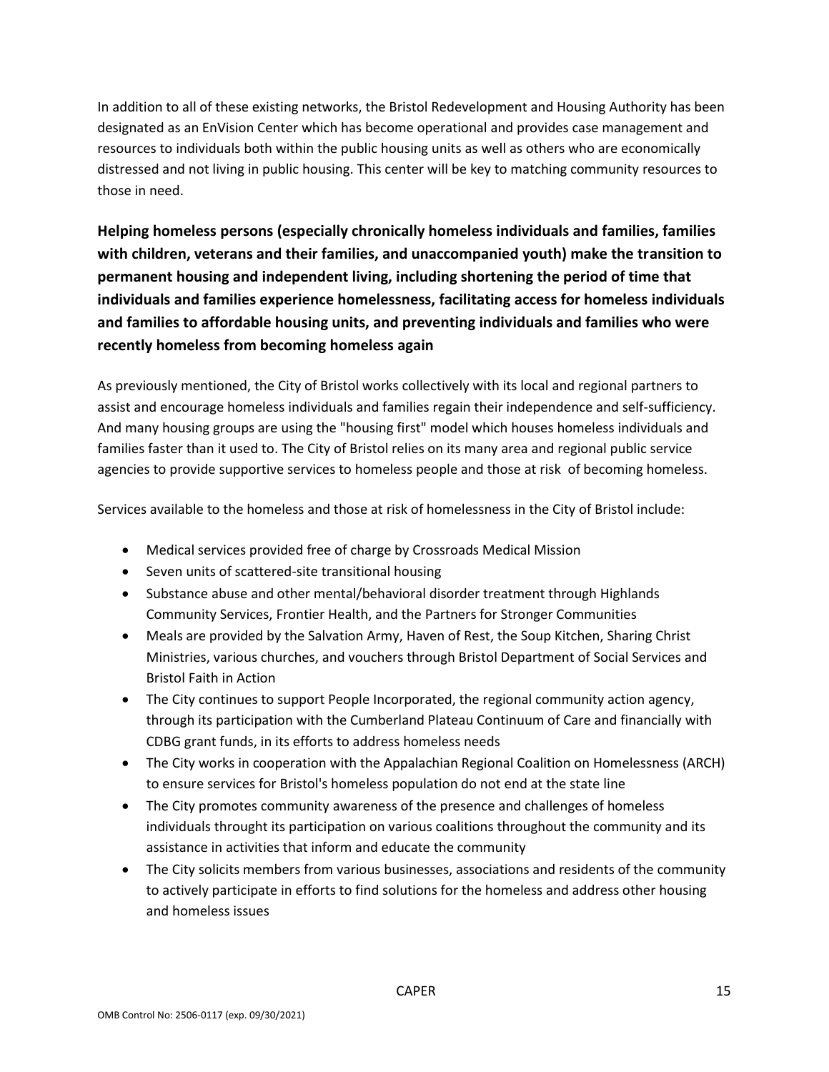In addition to all of these existing networks, the Bristol Redevelopment and Housing Authority has been designated as an EnVision Center which has become operational and provides case management and resources to individuals both within the public housing units as well as others who are economically distressed and not living in public housing. This center will be key to matching community resources to those in need.

**Helping homeless persons (especially chronically homeless individuals and families, families with children, veterans and their families, and unaccompanied youth) make the transition to permanent housing and independent living, including shortening the period of time that individuals and families experience homelessness, facilitating access for homeless individuals and families to affordable housing units, and preventing individuals and families who were recently homeless from becoming homeless again**

As previously mentioned, the City of Bristol works collectively with its local and regional partners to assist and encourage homeless individuals and families regain their independence and self-sufficiency. And many housing groups are using the "housing first" model which houses homeless individuals and families faster than it used to. The City of Bristol relies on its many area and regional public service agencies to provide supportive services to homeless people and those at risk of becoming homeless.

Services available to the homeless and those at risk of homelessness in the City of Bristol include:

- Medical services provided free of charge by Crossroads Medical Mission
- Seven units of scattered-site transitional housing
- Substance abuse and other mental/behavioral disorder treatment through Highlands Community Services, Frontier Health, and the Partners for Stronger Communities
- Meals are provided by the Salvation Army, Haven of Rest, the Soup Kitchen, Sharing Christ Ministries, various churches, and vouchers through Bristol Department of Social Services and Bristol Faith in Action
- The City continues to support People Incorporated, the regional community action agency, through its participation with the Cumberland Plateau Continuum of Care and financially with CDBG grant funds, in its efforts to address homeless needs
- The City works in cooperation with the Appalachian Regional Coalition on Homelessness (ARCH) to ensure services for Bristol's homeless population do not end at the state line
- The City promotes community awareness of the presence and challenges of homeless individuals throught its participation on various coalitions throughout the community and its assistance in activities that inform and educate the community
- The City solicits members from various businesses, associations and residents of the community to actively participate in efforts to find solutions for the homeless and address other housing and homeless issues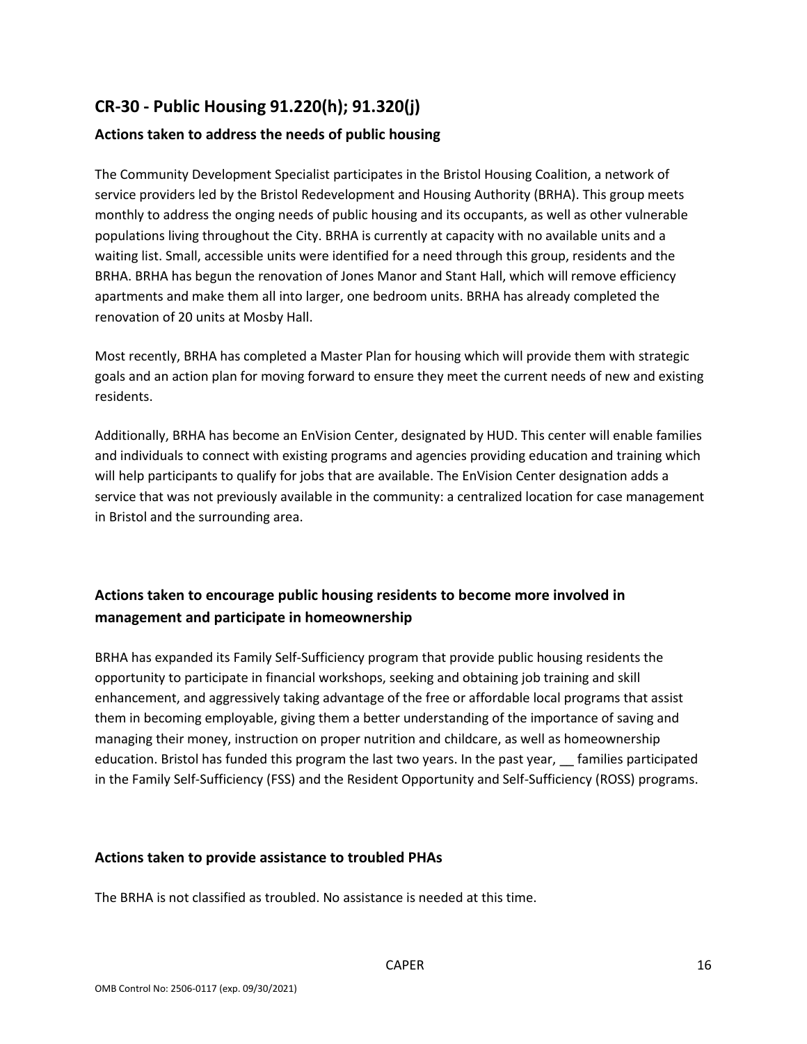## CR-30 - Public Housing 91.220(h); 91.320(j)

### Actions taken to address the needs of public housing

The Community Development Specialist participates in the Bristol Housing Coalition, a network of service providers led by the Bristol Redevelopment and Housing Authority (BRHA). This group meets monthly to address the onging needs of public housing and its occupants, as well as other vulnerable populations living throughout the City. BRHA is currently at capacity with no available units and a waiting list. Small, accessible units were identified for a need through this group, residents and the BRHA. BRHA has begun the renovation of Jones Manor and Stant Hall, which will remove efficiency apartments and make them all into larger, one bedroom units. BRHA has already completed the renovation of 20 units at Mosby Hall.

Most recently, BRHA has completed a Master Plan for housing which will provide them with strategic goals and an action plan for moving forward to ensure they meet the current needs of new and existing residents.

Additionally, BRHA has become an EnVision Center, designated by HUD. This center will enable families and individuals to connect with existing programs and agencies providing education and training which will help participants to qualify for jobs that are available. The EnVision Center designation adds a service that was not previously available in the community: a centralized location for case management in Bristol and the surrounding area.

### Actions taken to encourage public housing residents to become more involved in management and participate in homeownership

BRHA has expanded its Family Self-Sufficiency program that provide public housing residents the opportunity to participate in financial workshops, seeking and obtaining job training and skill enhancement, and aggressively taking advantage of the free or affordable local programs that assist them in becoming employable, giving them a better understanding of the importance of saving and managing their money, instruction on proper nutrition and childcare, as well as homeownership education. Bristol has funded this program the last two years. In the past year, __ families participated in the Family Self-Sufficiency (FSS) and the Resident Opportunity and Self-Sufficiency (ROSS) programs.

### Actions taken to provide assistance to troubled PHAs

The BRHA is not classified as troubled. No assistance is needed at this time.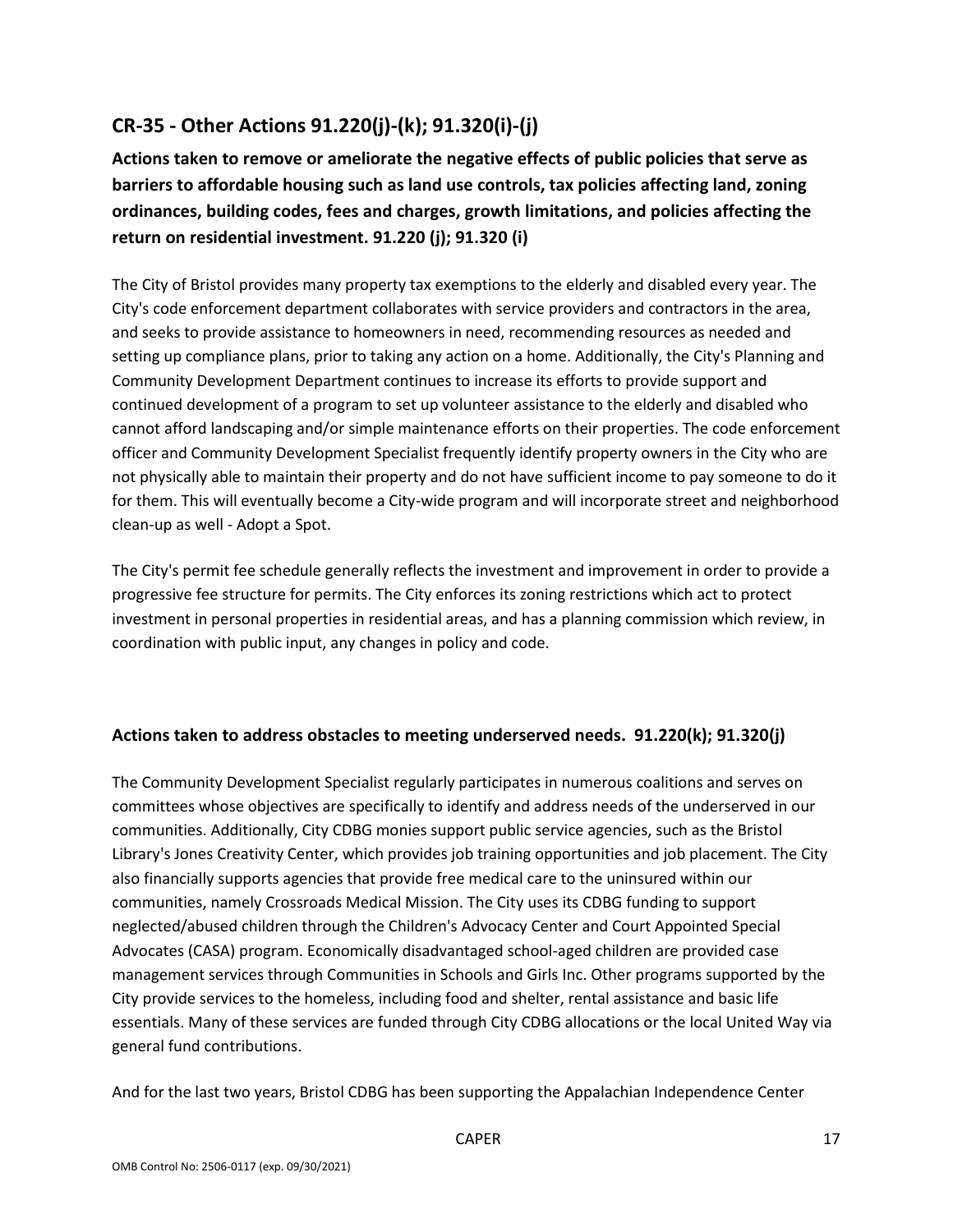## CR-35 - Other Actions 91.220(j)-(k); 91.320(i)-(j)

**Actions taken to remove or ameliorate the negative effects of public policies that serve as barriers to affordable housing such as land use controls, tax policies affecting land, zoning ordinances, building codes, fees and charges, growth limitations, and policies affecting the return on residential investment. 91.220 (j); 91.320 (i)**

The City of Bristol provides many property tax exemptions to the elderly and disabled every year. The City's code enforcement department collaborates with service providers and contractors in the area, and seeks to provide assistance to homeowners in need, recommending resources as needed and setting up compliance plans, prior to taking any action on a home. Additionally, the City's Planning and Community Development Department continues to increase its efforts to provide support and continued development of a program to set up volunteer assistance to the elderly and disabled who cannot afford landscaping and/or simple maintenance efforts on their properties. The code enforcement officer and Community Development Specialist frequently identify property owners in the City who are not physically able to maintain their property and do not have sufficient income to pay someone to do it for them. This will eventually become a City-wide program and will incorporate street and neighborhood clean-up as well - Adopt a Spot.

The City's permit fee schedule generally reflects the investment and improvement in order to provide a progressive fee structure for permits. The City enforces its zoning restrictions which act to protect investment in personal properties in residential areas, and has a planning commission which review, in coordination with public input, any changes in policy and code.

### Actions taken to address obstacles to meeting underserved needs. 91.220(k); 91.320(j)

The Community Development Specialist regularly participates in numerous coalitions and serves on committees whose objectives are specifically to identify and address needs of the underserved in our communities. Additionally, City CDBG monies support public service agencies, such as the Bristol Library's Jones Creativity Center, which provides job training opportunities and job placement. The City also financially supports agencies that provide free medical care to the uninsured within our communities, namely Crossroads Medical Mission. The City uses its CDBG funding to support neglected/abused children through the Children's Advocacy Center and Court Appointed Special Advocates (CASA) program. Economically disadvantaged school-aged children are provided case management services through Communities in Schools and Girls Inc. Other programs supported by the City provide services to the homeless, including food and shelter, rental assistance and basic life essentials. Many of these services are funded through City CDBG allocations or the local United Way via general fund contributions.

And for the last two years, Bristol CDBG has been supporting the Appalachian Independence Center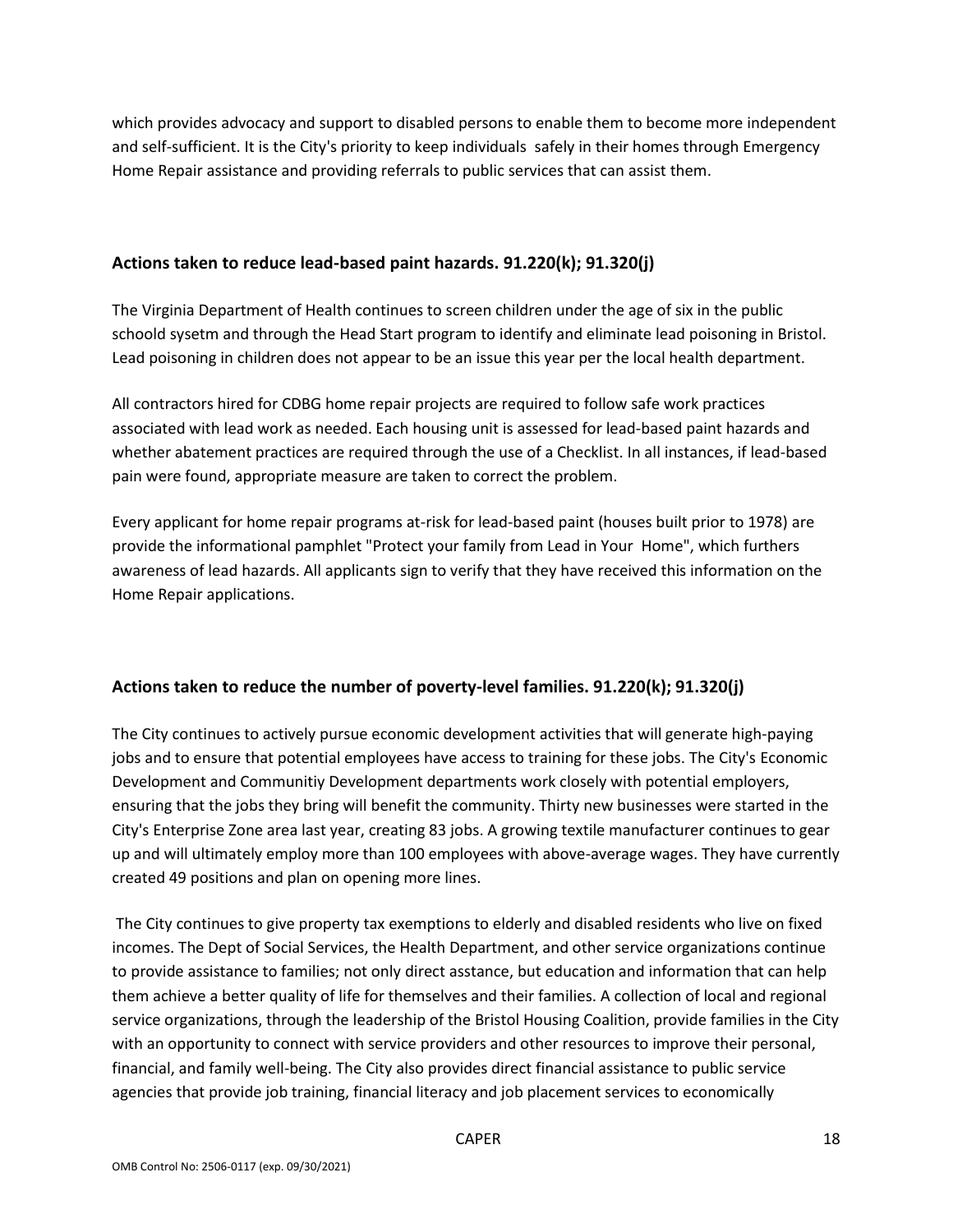which provides advocacy and support to disabled persons to enable them to become more independent and self-sufficient. It is the City's priority to keep individuals safely in their homes through Emergency Home Repair assistance and providing referrals to public services that can assist them.

## Actions taken to reduce lead-based paint hazards. 91.220(k); 91.320(j)

The Virginia Department of Health continues to screen children under the age of six in the public schoold sysetm and through the Head Start program to identify and eliminate lead poisoning in Bristol. Lead poisoning in children does not appear to be an issue this year per the local health department.

All contractors hired for CDBG home repair projects are required to follow safe work practices associated with lead work as needed. Each housing unit is assessed for lead-based paint hazards and whether abatement practices are required through the use of a Checklist. In all instances, if lead-based pain were found, appropriate measure are taken to correct the problem.

Every applicant for home repair programs at-risk for lead-based paint (houses built prior to 1978) are provide the informational pamphlet "Protect your family from Lead in Your Home", which furthers awareness of lead hazards. All applicants sign to verify that they have received this information on the Home Repair applications.

## Actions taken to reduce the number of poverty-level families. 91.220(k); 91.320(j)

The City continues to actively pursue economic development activities that will generate high-paying jobs and to ensure that potential employees have access to training for these jobs. The City's Economic Development and Communitiy Development departments work closely with potential employers, ensuring that the jobs they bring will benefit the community. Thirty new businesses were started in the City's Enterprise Zone area last year, creating 83 jobs. A growing textile manufacturer continues to gear up and will ultimately employ more than 100 employees with above-average wages. They have currently created 49 positions and plan on opening more lines.

The City continues to give property tax exemptions to elderly and disabled residents who live on fixed incomes. The Dept of Social Services, the Health Department, and other service organizations continue to provide assistance to families; not only direct asstance, but education and information that can help them achieve a better quality of life for themselves and their families. A collection of local and regional service organizations, through the leadership of the Bristol Housing Coalition, provide families in the City with an opportunity to connect with service providers and other resources to improve their personal, financial, and family well-being. The City also provides direct financial assistance to public service agencies that provide job training, financial literacy and job placement services to economically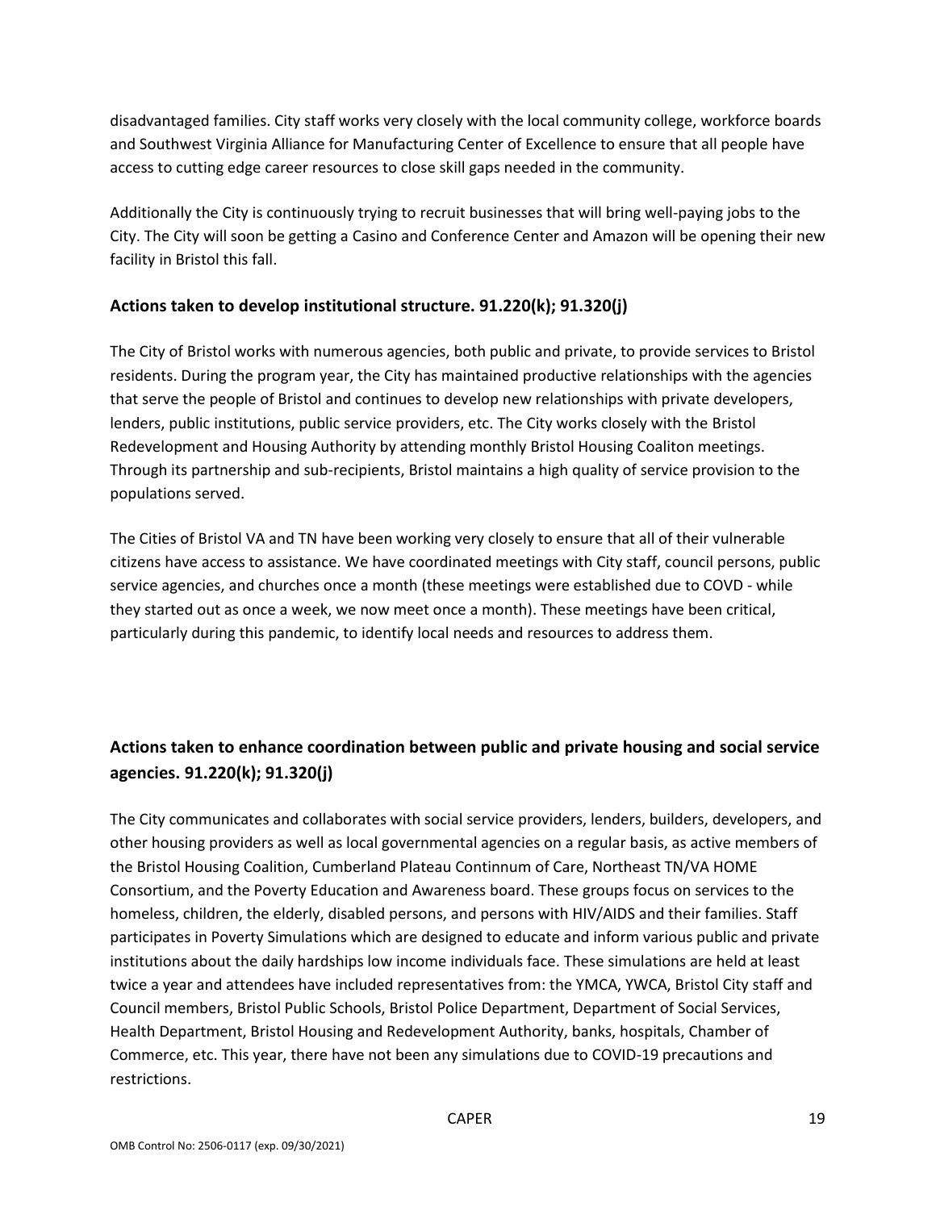disadvantaged families. City staff works very closely with the local community college, workforce boards and Southwest Virginia Alliance for Manufacturing Center of Excellence to ensure that all people have access to cutting edge career resources to close skill gaps needed in the community.

Additionally the City is continuously trying to recruit businesses that will bring well-paying jobs to the City. The City will soon be getting a Casino and Conference Center and Amazon will be opening their new facility in Bristol this fall.

## Actions taken to develop institutional structure. 91.220(k); 91.320(j)

The City of Bristol works with numerous agencies, both public and private, to provide services to Bristol residents. During the program year, the City has maintained productive relationships with the agencies that serve the people of Bristol and continues to develop new relationships with private developers, lenders, public institutions, public service providers, etc. The City works closely with the Bristol Redevelopment and Housing Authority by attending monthly Bristol Housing Coaliton meetings. Through its partnership and sub-recipients, Bristol maintains a high quality of service provision to the populations served.

The Cities of Bristol VA and TN have been working very closely to ensure that all of their vulnerable citizens have access to assistance. We have coordinated meetings with City staff, council persons, public service agencies, and churches once a month (these meetings were established due to COVD - while they started out as once a week, we now meet once a month). These meetings have been critical, particularly during this pandemic, to identify local needs and resources to address them.

## Actions taken to enhance coordination between public and private housing and social service agencies. 91.220(k); 91.320(j)

The City communicates and collaborates with social service providers, lenders, builders, developers, and other housing providers as well as local governmental agencies on a regular basis, as active members of the Bristol Housing Coalition, Cumberland Plateau Continnum of Care, Northeast TN/VA HOME Consortium, and the Poverty Education and Awareness board. These groups focus on services to the homeless, children, the elderly, disabled persons, and persons with HIV/AIDS and their families. Staff participates in Poverty Simulations which are designed to educate and inform various public and private institutions about the daily hardships low income individuals face. These simulations are held at least twice a year and attendees have included representatives from: the YMCA, YWCA, Bristol City staff and Council members, Bristol Public Schools, Bristol Police Department, Department of Social Services, Health Department, Bristol Housing and Redevelopment Authority, banks, hospitals, Chamber of Commerce, etc. This year, there have not been any simulations due to COVID-19 precautions and restrictions.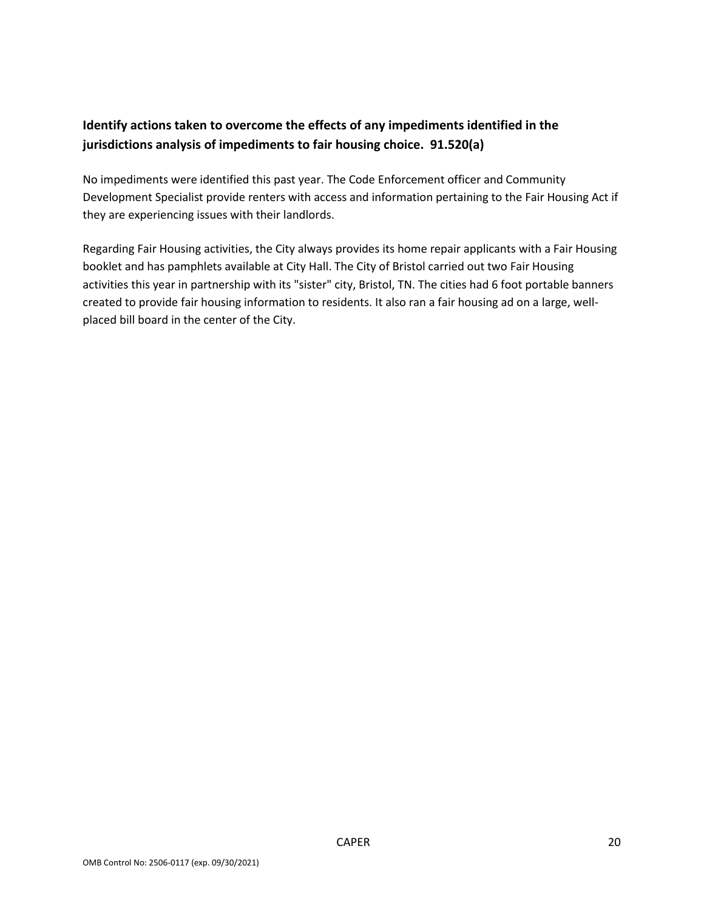**Identify actions taken to overcome the effects of any impediments identified in the jurisdictions analysis of impediments to fair housing choice. 91.520(a)**

No impediments were identified this past year. The Code Enforcement officer and Community Development Specialist provide renters with access and information pertaining to the Fair Housing Act if they are experiencing issues with their landlords.

Regarding Fair Housing activities, the City always provides its home repair applicants with a Fair Housing booklet and has pamphlets available at City Hall. The City of Bristol carried out two Fair Housing activities this year in partnership with its "sister" city, Bristol, TN. The cities had 6 foot portable banners created to provide fair housing information to residents. It also ran a fair housing ad on a large, well-placed bill board in the center of the City.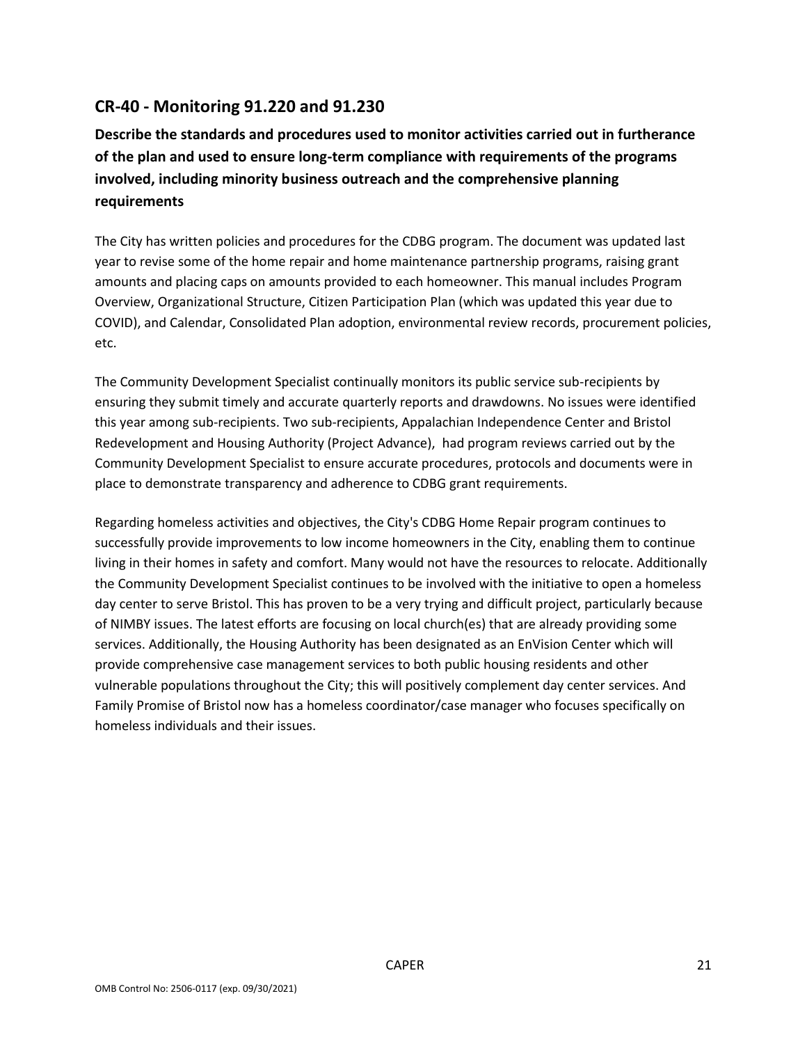## CR-40 - Monitoring 91.220 and 91.230

**Describe the standards and procedures used to monitor activities carried out in furtherance of the plan and used to ensure long-term compliance with requirements of the programs involved, including minority business outreach and the comprehensive planning requirements**

The City has written policies and procedures for the CDBG program. The document was updated last year to revise some of the home repair and home maintenance partnership programs, raising grant amounts and placing caps on amounts provided to each homeowner. This manual includes Program Overview, Organizational Structure, Citizen Participation Plan (which was updated this year due to COVID), and Calendar, Consolidated Plan adoption, environmental review records, procurement policies, etc.

The Community Development Specialist continually monitors its public service sub-recipients by ensuring they submit timely and accurate quarterly reports and drawdowns. No issues were identified this year among sub-recipients. Two sub-recipients, Appalachian Independence Center and Bristol Redevelopment and Housing Authority (Project Advance), had program reviews carried out by the Community Development Specialist to ensure accurate procedures, protocols and documents were in place to demonstrate transparency and adherence to CDBG grant requirements.

Regarding homeless activities and objectives, the City's CDBG Home Repair program continues to successfully provide improvements to low income homeowners in the City, enabling them to continue living in their homes in safety and comfort. Many would not have the resources to relocate. Additionally the Community Development Specialist continues to be involved with the initiative to open a homeless day center to serve Bristol. This has proven to be a very trying and difficult project, particularly because of NIMBY issues. The latest efforts are focusing on local church(es) that are already providing some services. Additionally, the Housing Authority has been designated as an EnVision Center which will provide comprehensive case management services to both public housing residents and other vulnerable populations throughout the City; this will positively complement day center services. And Family Promise of Bristol now has a homeless coordinator/case manager who focuses specifically on homeless individuals and their issues.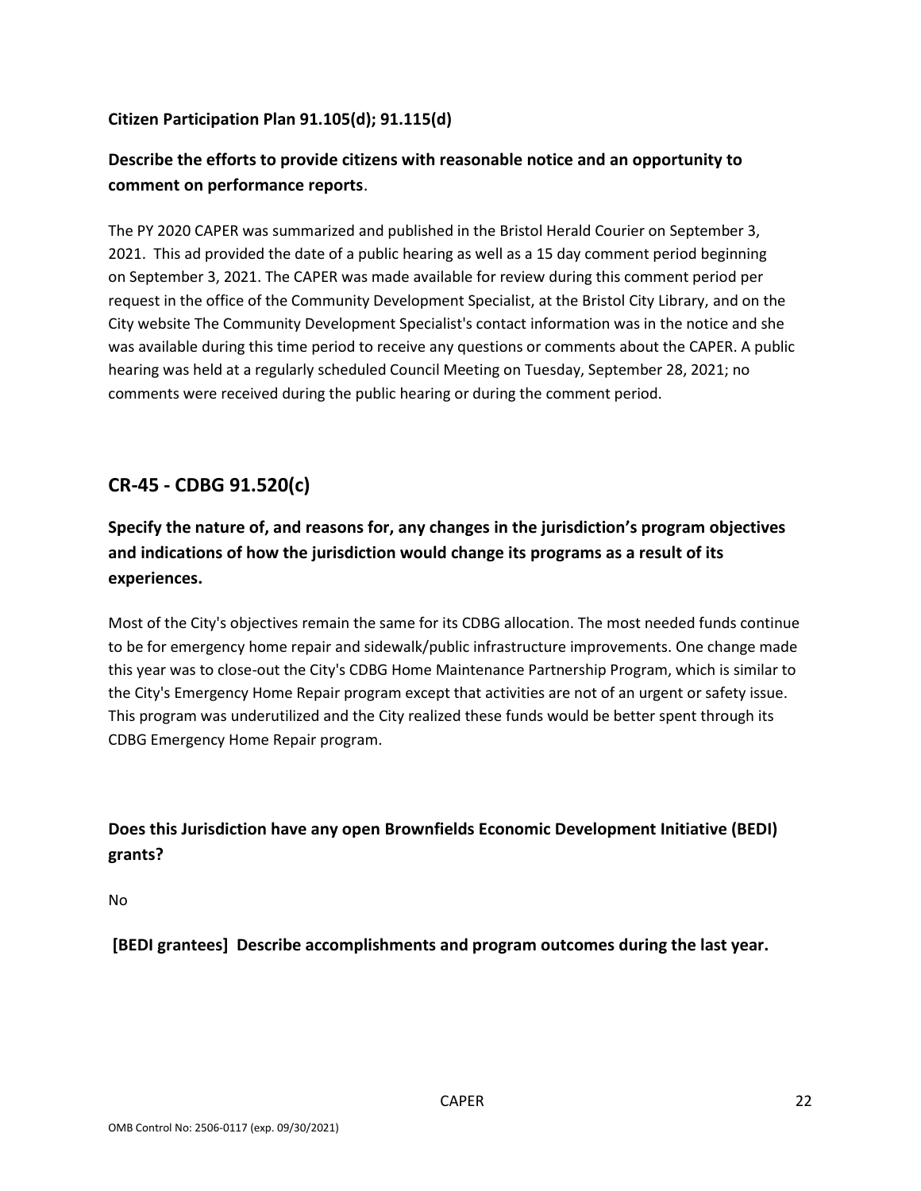### Citizen Participation Plan 91.105(d); 91.115(d)

### Describe the efforts to provide citizens with reasonable notice and an opportunity to comment on performance reports.

The PY 2020 CAPER was summarized and published in the Bristol Herald Courier on September 3, 2021. This ad provided the date of a public hearing as well as a 15 day comment period beginning on September 3, 2021. The CAPER was made available for review during this comment period per request in the office of the Community Development Specialist, at the Bristol City Library, and on the City website The Community Development Specialist's contact information was in the notice and she was available during this time period to receive any questions or comments about the CAPER. A public hearing was held at a regularly scheduled Council Meeting on Tuesday, September 28, 2021; no comments were received during the public hearing or during the comment period.

## CR-45 - CDBG 91.520(c)

### Specify the nature of, and reasons for, any changes in the jurisdiction's program objectives and indications of how the jurisdiction would change its programs as a result of its experiences.

Most of the City's objectives remain the same for its CDBG allocation. The most needed funds continue to be for emergency home repair and sidewalk/public infrastructure improvements. One change made this year was to close-out the City's CDBG Home Maintenance Partnership Program, which is similar to the City's Emergency Home Repair program except that activities are not of an urgent or safety issue. This program was underutilized and the City realized these funds would be better spent through its CDBG Emergency Home Repair program.

### Does this Jurisdiction have any open Brownfields Economic Development Initiative (BEDI) grants?

No

### [BEDI grantees] Describe accomplishments and program outcomes during the last year.